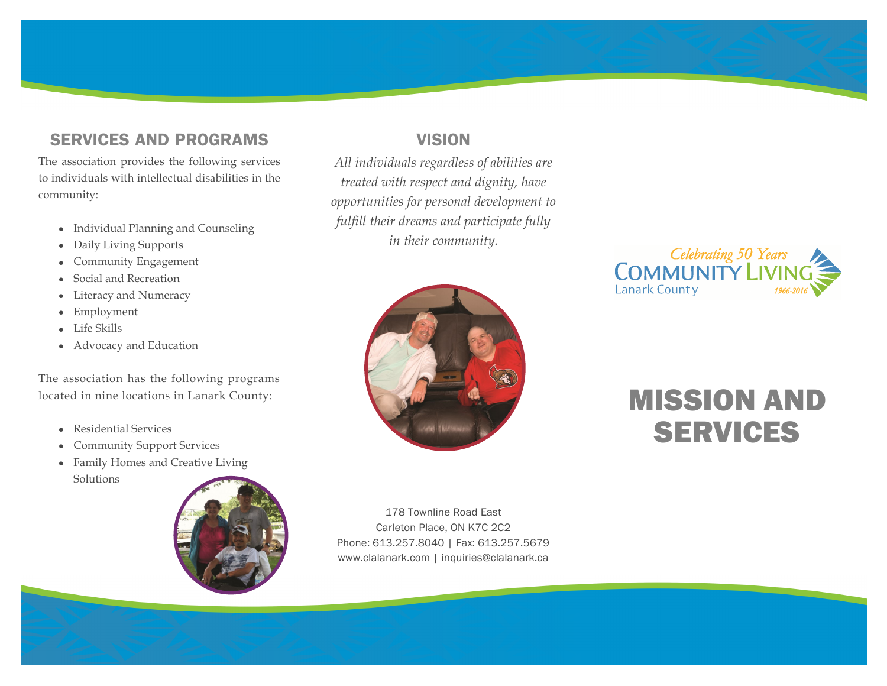## SERVICES AND PROGRAMS

The association provides the following services to individuals with intellectual disabilities in the community:

- Individual Planning and Counseling
- Daily Living Supports
- Community Engagement
- Social and Recreation
- Literacy and Numeracy
- Employment
- Life Skills
- Advocacy and Education

The association has the following programs located in nine locations in Lanark County:

- Residential Services
- Community Support Services
- Family Homes and Creative Living Solutions

## VISION

*All individuals regardless of abilities are treated with respect and dignity, have opportunities for personal development to fulfill their dreams and participate fully in their community.*

178 Townline Road East
Carleton Place, ON K7C 2C2
Phone: 613.257.8040 | Fax: 613.257.5679
www.clalanark.com | inquiries@clalanark.ca

Celebrating 50 Years
COMMUNITY LIVING
Lanark County
1966-2016

# MISSION AND SERVICES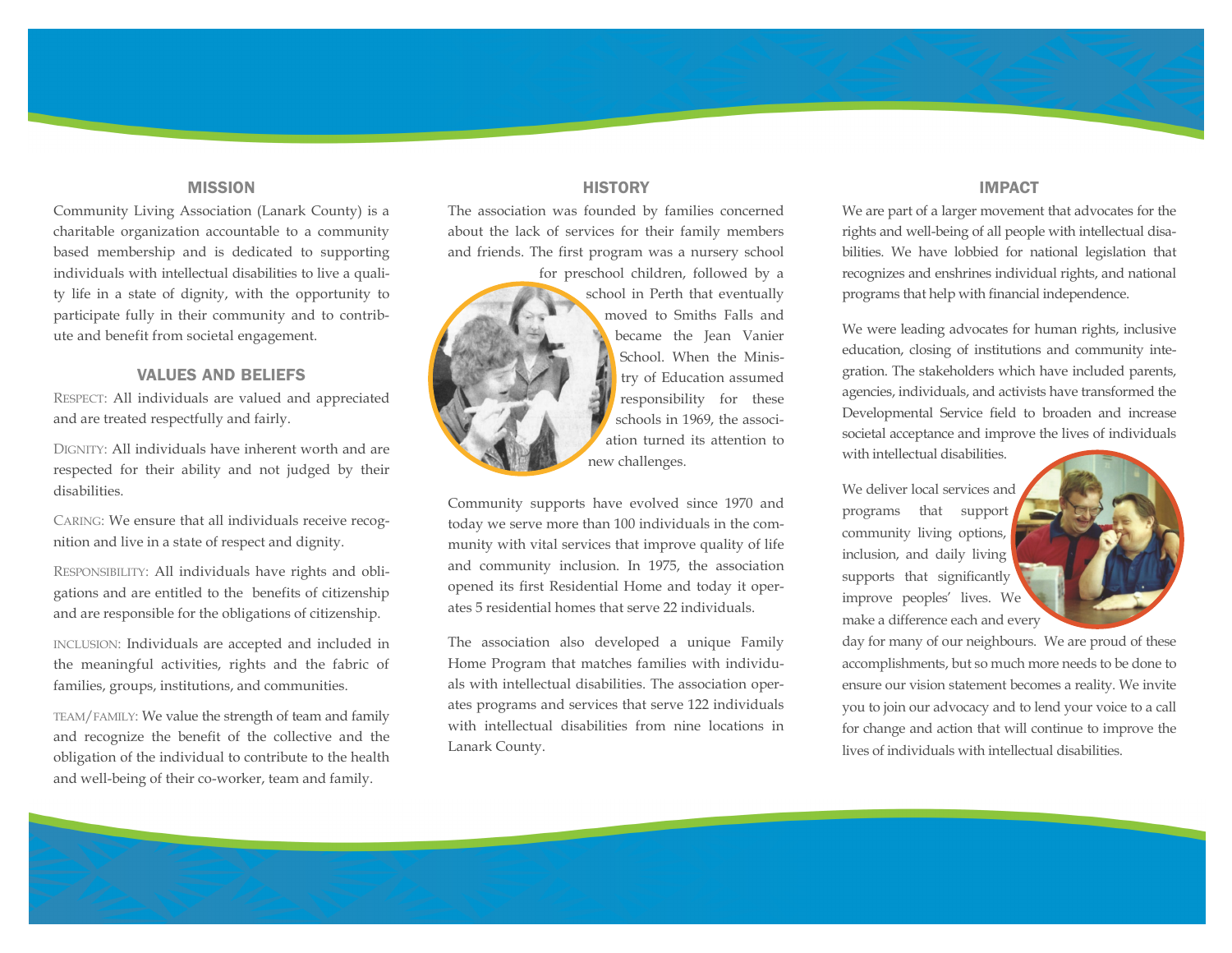## MISSION

Community Living Association (Lanark County) is a charitable organization accountable to a community based membership and is dedicated to supporting individuals with intellectual disabilities to live a quality life in a state of dignity, with the opportunity to participate fully in their community and to contribute and benefit from societal engagement.

## VALUES AND BELIEFS

Respect: All individuals are valued and appreciated and are treated respectfully and fairly.

Dignity: All individuals have inherent worth and are respected for their ability and not judged by their disabilities.

Caring: We ensure that all individuals receive recognition and live in a state of respect and dignity.

Responsibility: All individuals have rights and obligations and are entitled to the benefits of citizenship and are responsible for the obligations of citizenship.

inclusion: Individuals are accepted and included in the meaningful activities, rights and the fabric of families, groups, institutions, and communities.

team/family: We value the strength of team and family and recognize the benefit of the collective and the obligation of the individual to contribute to the health and well-being of their co-worker, team and family.

## HISTORY

The association was founded by families concerned about the lack of services for their family members and friends. The first program was a nursery school for preschool children, followed by a school in Perth that eventually moved to Smiths Falls and became the Jean Vanier School. When the Ministry of Education assumed responsibility for these schools in 1969, the association turned its attention to new challenges.

Community supports have evolved since 1970 and today we serve more than 100 individuals in the community with vital services that improve quality of life and community inclusion. In 1975, the association opened its first Residential Home and today it operates 5 residential homes that serve 22 individuals.

The association also developed a unique Family Home Program that matches families with individuals with intellectual disabilities. The association operates programs and services that serve 122 individuals with intellectual disabilities from nine locations in Lanark County.

## IMPACT

We are part of a larger movement that advocates for the rights and well-being of all people with intellectual disabilities. We have lobbied for national legislation that recognizes and enshrines individual rights, and national programs that help with financial independence.

We were leading advocates for human rights, inclusive education, closing of institutions and community integration. The stakeholders which have included parents, agencies, individuals, and activists have transformed the Developmental Service field to broaden and increase societal acceptance and improve the lives of individuals with intellectual disabilities.

We deliver local services and programs that support community living options, inclusion, and daily living supports that significantly improve peoples' lives. We make a difference each and every day for many of our neighbours. We are proud of these accomplishments, but so much more needs to be done to ensure our vision statement becomes a reality. We invite you to join our advocacy and to lend your voice to a call for change and action that will continue to improve the lives of individuals with intellectual disabilities.